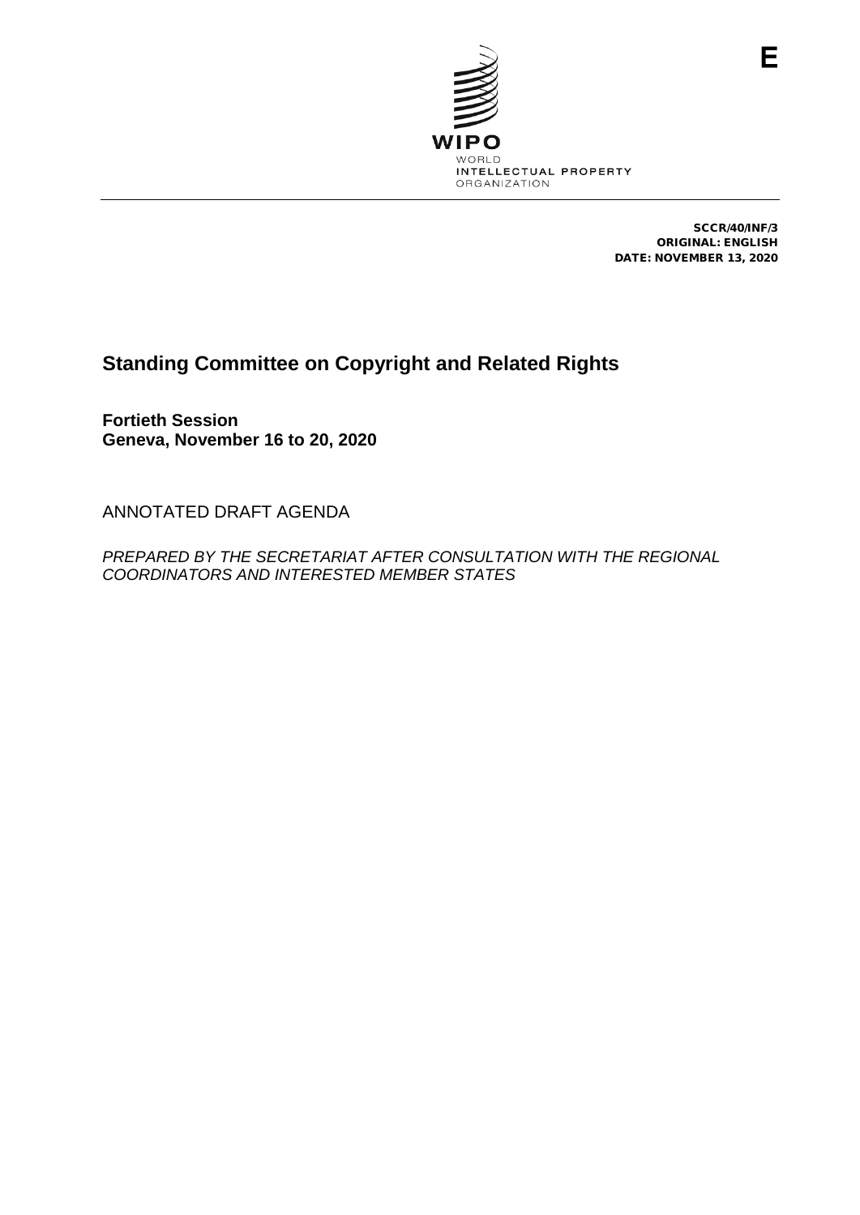E

WIPO
WORLD
INTELLECTUAL PROPERTY
ORGANIZATION

**SCCR/40/INF/3**
**ORIGINAL: ENGLISH**
**DATE: NOVEMBER 13, 2020**

# Standing Committee on Copyright and Related Rights

**Fortieth Session**
**Geneva, November 16 to 20, 2020**

ANNOTATED DRAFT AGENDA

*PREPARED BY THE SECRETARIAT AFTER CONSULTATION WITH THE REGIONAL COORDINATORS AND INTERESTED MEMBER STATES*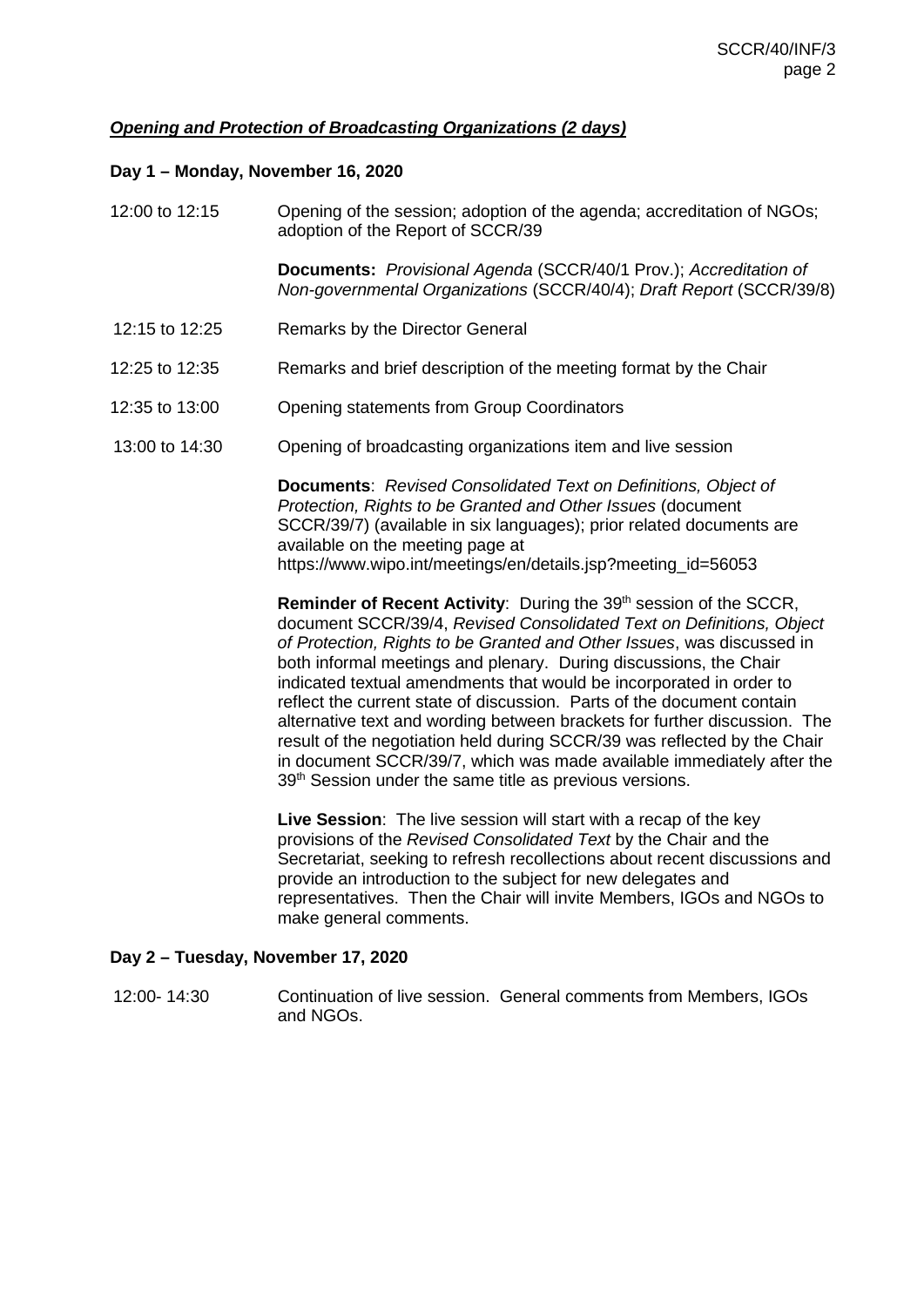***Opening and Protection of Broadcasting Organizations (2 days)***

**Day 1 – Monday, November 16, 2020**

12:00 to 12:15 Opening of the session; adoption of the agenda; accreditation of NGOs; adoption of the Report of SCCR/39

**Documents:** *Provisional Agenda* (SCCR/40/1 Prov.); *Accreditation of Non-governmental Organizations* (SCCR/40/4); *Draft Report* (SCCR/39/8)

12:15 to 12:25 Remarks by the Director General

12:25 to 12:35 Remarks and brief description of the meeting format by the Chair

12:35 to 13:00 Opening statements from Group Coordinators

13:00 to 14:30 Opening of broadcasting organizations item and live session

**Documents**: *Revised Consolidated Text on Definitions, Object of Protection, Rights to be Granted and Other Issues* (document SCCR/39/7) (available in six languages); prior related documents are available on the meeting page at https://www.wipo.int/meetings/en/details.jsp?meeting_id=56053

**Reminder of Recent Activity**: During the 39th session of the SCCR, document SCCR/39/4, *Revised Consolidated Text on Definitions, Object of Protection, Rights to be Granted and Other Issues*, was discussed in both informal meetings and plenary. During discussions, the Chair indicated textual amendments that would be incorporated in order to reflect the current state of discussion. Parts of the document contain alternative text and wording between brackets for further discussion. The result of the negotiation held during SCCR/39 was reflected by the Chair in document SCCR/39/7, which was made available immediately after the 39th Session under the same title as previous versions.

**Live Session**: The live session will start with a recap of the key provisions of the *Revised Consolidated Text* by the Chair and the Secretariat, seeking to refresh recollections about recent discussions and provide an introduction to the subject for new delegates and representatives. Then the Chair will invite Members, IGOs and NGOs to make general comments.

**Day 2 – Tuesday, November 17, 2020**

12:00- 14:30 Continuation of live session. General comments from Members, IGOs and NGOs.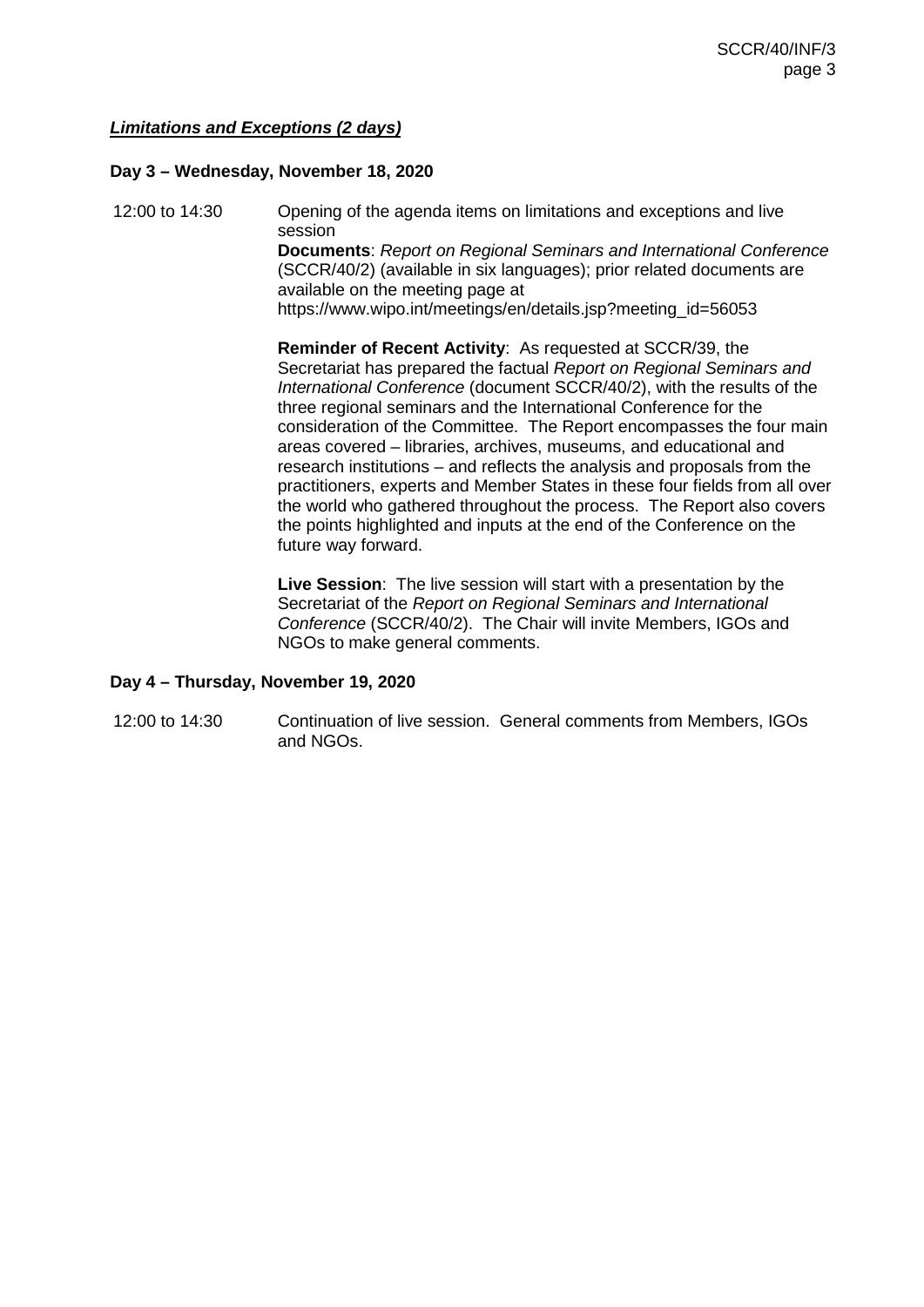***Limitations and Exceptions (2 days)***

**Day 3 – Wednesday, November 18, 2020**

12:00 to 14:30 Opening of the agenda items on limitations and exceptions and live session

**Documents**: *Report on Regional Seminars and International Conference* (SCCR/40/2) (available in six languages); prior related documents are available on the meeting page at https://www.wipo.int/meetings/en/details.jsp?meeting_id=56053

**Reminder of Recent Activity**: As requested at SCCR/39, the Secretariat has prepared the factual *Report on Regional Seminars and International Conference* (document SCCR/40/2), with the results of the three regional seminars and the International Conference for the consideration of the Committee. The Report encompasses the four main areas covered – libraries, archives, museums, and educational and research institutions – and reflects the analysis and proposals from the practitioners, experts and Member States in these four fields from all over the world who gathered throughout the process. The Report also covers the points highlighted and inputs at the end of the Conference on the future way forward.

**Live Session**: The live session will start with a presentation by the Secretariat of the *Report on Regional Seminars and International Conference* (SCCR/40/2). The Chair will invite Members, IGOs and NGOs to make general comments.

**Day 4 – Thursday, November 19, 2020**

12:00 to 14:30 Continuation of live session. General comments from Members, IGOs and NGOs.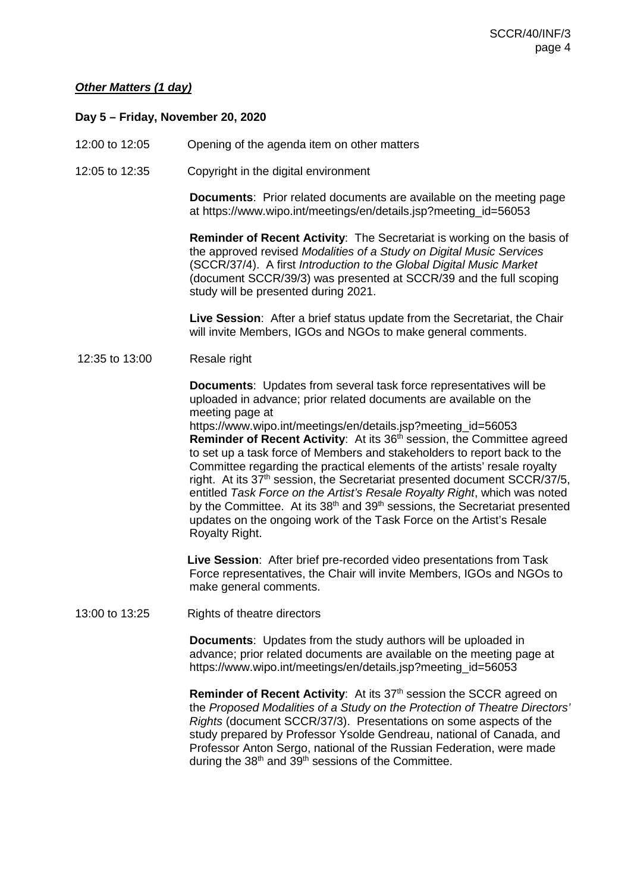***Other Matters (1 day)***

**Day 5 – Friday, November 20, 2020**

12:00 to 12:05 Opening of the agenda item on other matters

12:05 to 12:35 Copyright in the digital environment

**Documents**: Prior related documents are available on the meeting page at https://www.wipo.int/meetings/en/details.jsp?meeting_id=56053

**Reminder of Recent Activity**: The Secretariat is working on the basis of the approved revised *Modalities of a Study on Digital Music Services* (SCCR/37/4). A first *Introduction to the Global Digital Music Market* (document SCCR/39/3) was presented at SCCR/39 and the full scoping study will be presented during 2021.

**Live Session**: After a brief status update from the Secretariat, the Chair will invite Members, IGOs and NGOs to make general comments.

12:35 to 13:00 Resale right

**Documents**: Updates from several task force representatives will be uploaded in advance; prior related documents are available on the meeting page at https://www.wipo.int/meetings/en/details.jsp?meeting_id=56053

**Reminder of Recent Activity**: At its 36th session, the Committee agreed to set up a task force of Members and stakeholders to report back to the Committee regarding the practical elements of the artists' resale royalty right. At its 37th session, the Secretariat presented document SCCR/37/5, entitled *Task Force on the Artist's Resale Royalty Right*, which was noted by the Committee. At its 38th and 39th sessions, the Secretariat presented updates on the ongoing work of the Task Force on the Artist's Resale Royalty Right.

**Live Session**: After brief pre-recorded video presentations from Task Force representatives, the Chair will invite Members, IGOs and NGOs to make general comments.

13:00 to 13:25 Rights of theatre directors

**Documents**: Updates from the study authors will be uploaded in advance; prior related documents are available on the meeting page at https://www.wipo.int/meetings/en/details.jsp?meeting_id=56053

**Reminder of Recent Activity**: At its 37th session the SCCR agreed on the *Proposed Modalities of a Study on the Protection of Theatre Directors' Rights* (document SCCR/37/3). Presentations on some aspects of the study prepared by Professor Ysolde Gendreau, national of Canada, and Professor Anton Sergo, national of the Russian Federation, were made during the 38th and 39th sessions of the Committee.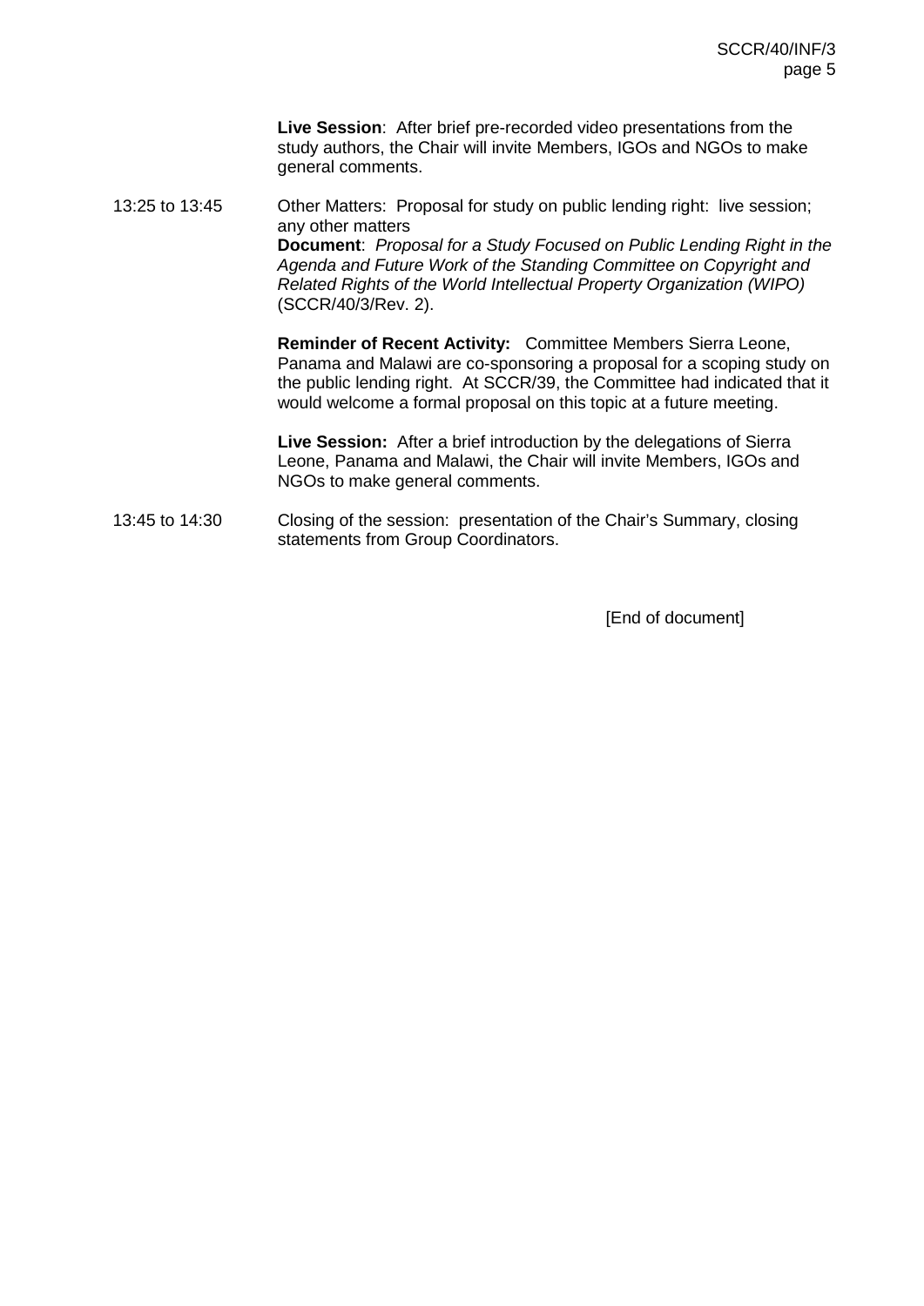**Live Session**: After brief pre-recorded video presentations from the study authors, the Chair will invite Members, IGOs and NGOs to make general comments.

13:25 to 13:45 Other Matters: Proposal for study on public lending right: live session; any other matters

**Document**: *Proposal for a Study Focused on Public Lending Right in the Agenda and Future Work of the Standing Committee on Copyright and Related Rights of the World Intellectual Property Organization (WIPO)* (SCCR/40/3/Rev. 2).

**Reminder of Recent Activity:** Committee Members Sierra Leone, Panama and Malawi are co-sponsoring a proposal for a scoping study on the public lending right. At SCCR/39, the Committee had indicated that it would welcome a formal proposal on this topic at a future meeting.

**Live Session:** After a brief introduction by the delegations of Sierra Leone, Panama and Malawi, the Chair will invite Members, IGOs and NGOs to make general comments.

13:45 to 14:30 Closing of the session: presentation of the Chair's Summary, closing statements from Group Coordinators.

[End of document]